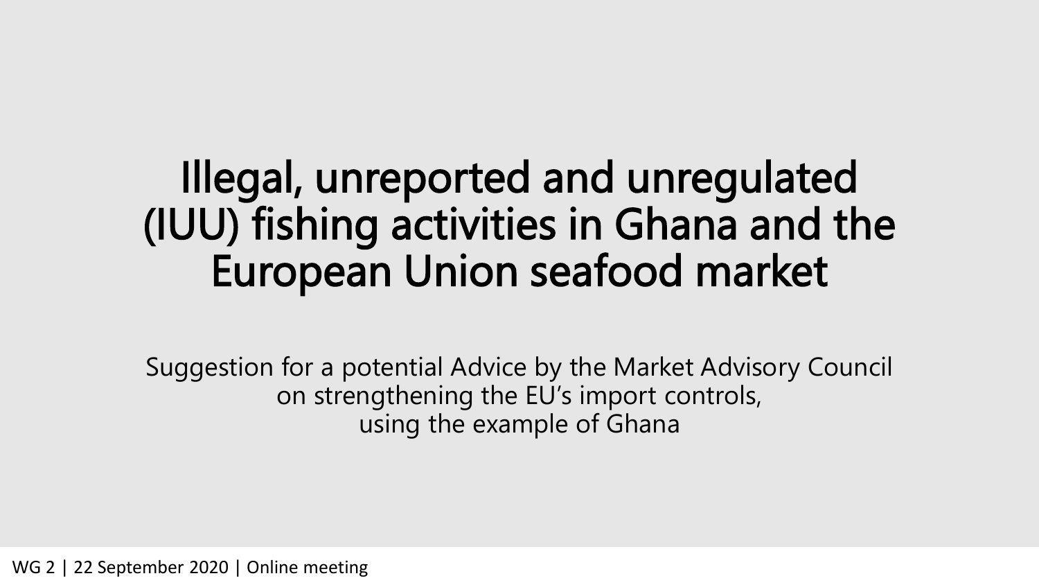# Illegal, unreported and unregulated (IUU) fishing activities in Ghana and the European Union seafood market

Suggestion for a potential Advice by the Market Advisory Council on strengthening the EU's import controls, using the example of Ghana

WG 2 | 22 September 2020 | Online meeting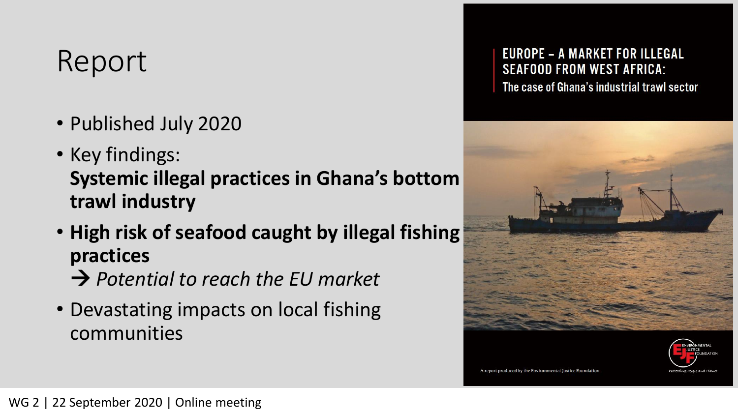# Report

- Published July 2020
- Key findings:
  **Systemic illegal practices in Ghana's bottom trawl industry**
- **High risk of seafood caught by illegal fishing practices**
  → *Potential to reach the EU market*
- Devastating impacts on local fishing communities

EUROPE – A MARKET FOR ILLEGAL SEAFOOD FROM WEST AFRICA:
The case of Ghana's industrial trawl sector

A report produced by the Environmental Justice Foundation

ENVIRONMENTAL JUSTICE FOUNDATION
Protecting People and Planet

WG 2 | 22 September 2020 | Online meeting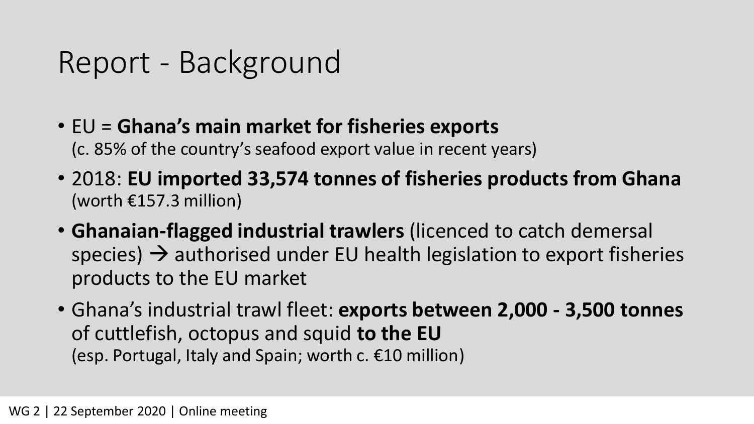# Report - Background

- EU = **Ghana's main market for fisheries exports**
  (c. 85% of the country's seafood export value in recent years)
- 2018: **EU imported 33,574 tonnes of fisheries products from Ghana** (worth €157.3 million)
- **Ghanaian-flagged industrial trawlers** (licenced to catch demersal species) → authorised under EU health legislation to export fisheries products to the EU market
- Ghana's industrial trawl fleet: **exports between 2,000 - 3,500 tonnes** of cuttlefish, octopus and squid **to the EU**
  (esp. Portugal, Italy and Spain; worth c. €10 million)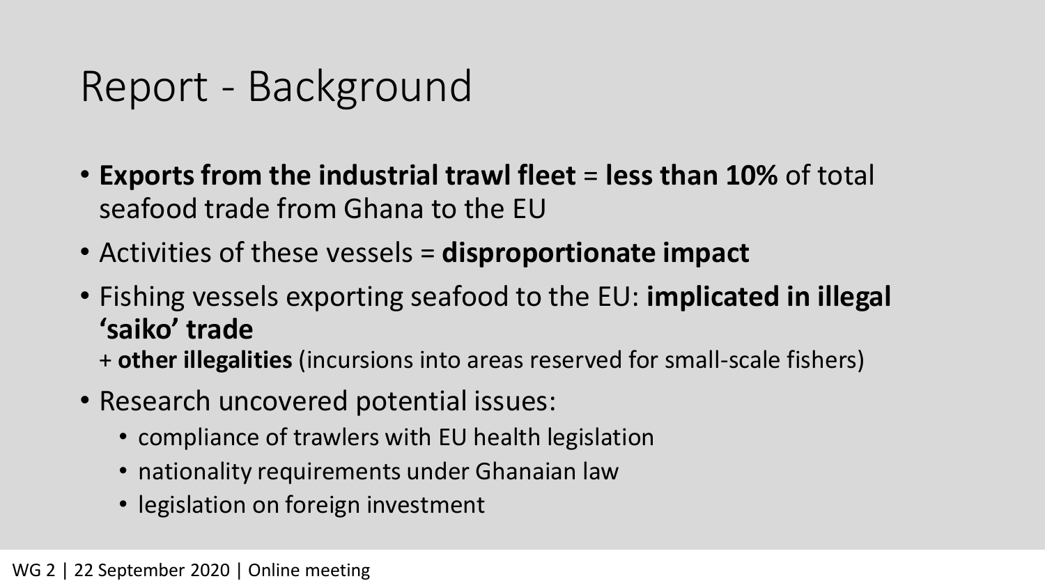# Report - Background

- **Exports from the industrial trawl fleet** = **less than 10%** of total seafood trade from Ghana to the EU
- Activities of these vessels = **disproportionate impact**
- Fishing vessels exporting seafood to the EU: **implicated in illegal 'saiko' trade**
  + **other illegalities** (incursions into areas reserved for small-scale fishers)
- Research uncovered potential issues:
  - compliance of trawlers with EU health legislation
  - nationality requirements under Ghanaian law
  - legislation on foreign investment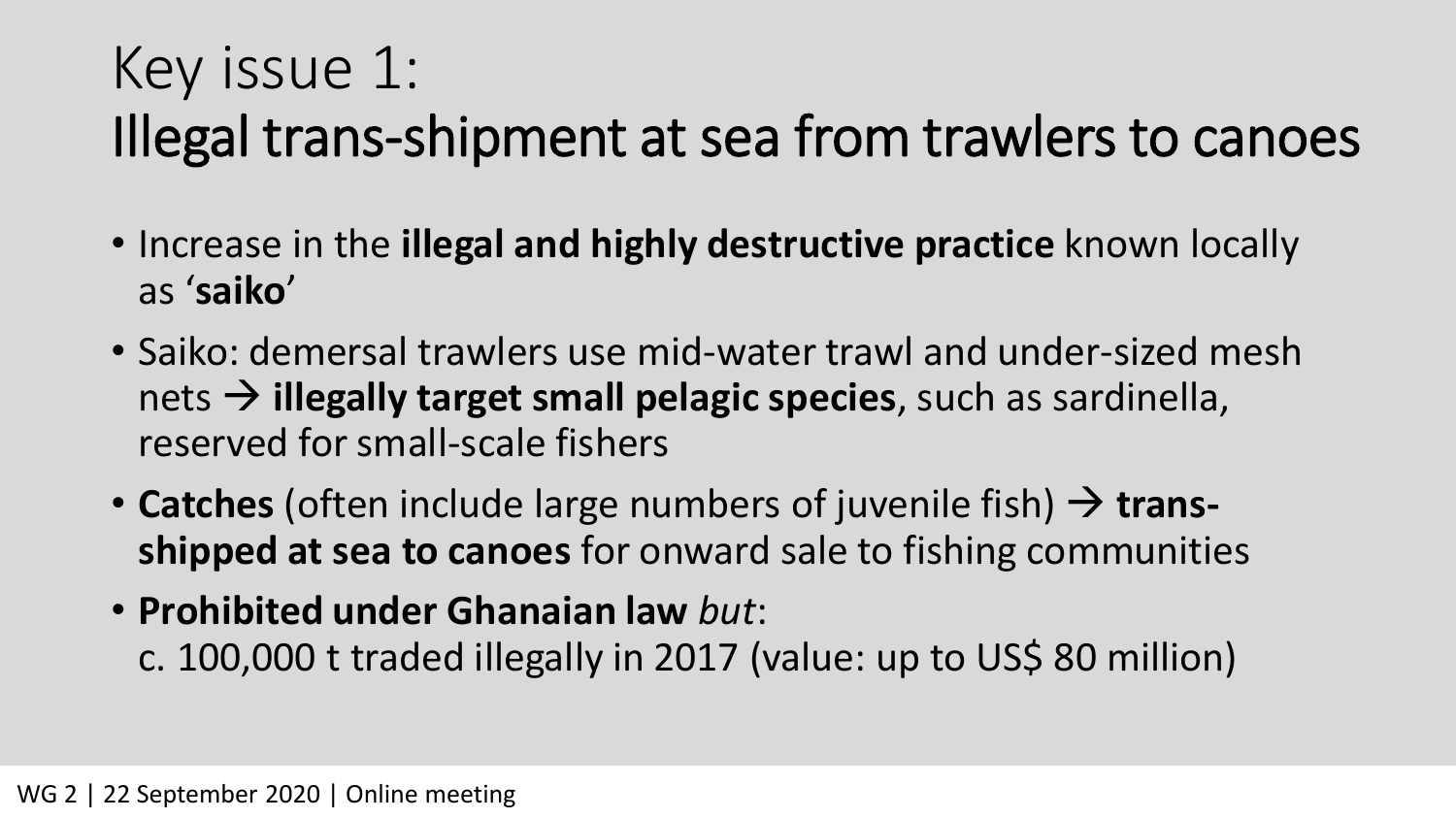# Key issue 1:
# Illegal trans-shipment at sea from trawlers to canoes

- Increase in the **illegal and highly destructive practice** known locally as '**saiko**'
- Saiko: demersal trawlers use mid-water trawl and under-sized mesh nets → **illegally target small pelagic species**, such as sardinella, reserved for small-scale fishers
- **Catches** (often include large numbers of juvenile fish) → **trans-shipped at sea to canoes** for onward sale to fishing communities
- **Prohibited under Ghanaian law** *but*:
  c. 100,000 t traded illegally in 2017 (value: up to US$ 80 million)

WG 2 | 22 September 2020 | Online meeting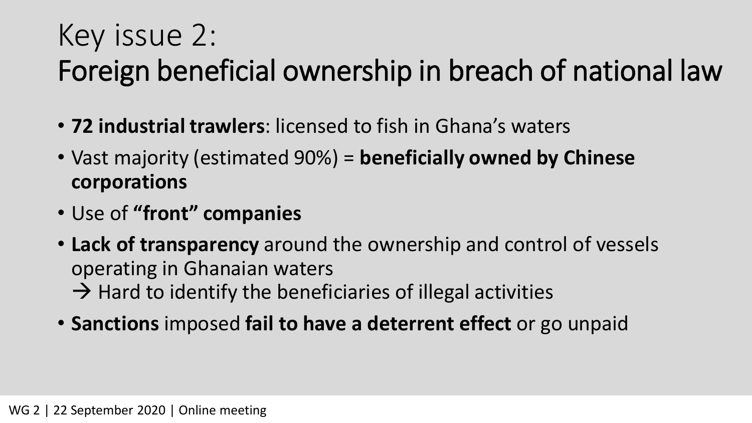# Key issue 2:
# Foreign beneficial ownership in breach of national law

- **72 industrial trawlers**: licensed to fish in Ghana's waters
- Vast majority (estimated 90%) = **beneficially owned by Chinese corporations**
- Use of **"front" companies**
- **Lack of transparency** around the ownership and control of vessels operating in Ghanaian waters
  → Hard to identify the beneficiaries of illegal activities
- **Sanctions** imposed **fail to have a deterrent effect** or go unpaid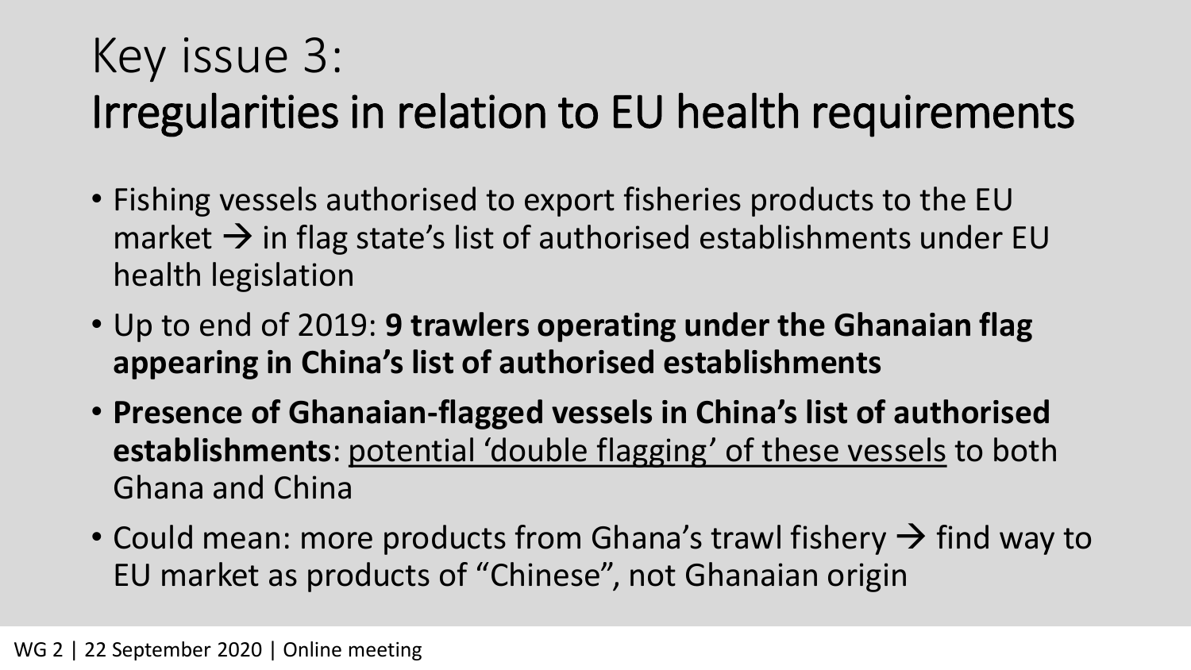# Key issue 3: Irregularities in relation to EU health requirements

- Fishing vessels authorised to export fisheries products to the EU market → in flag state's list of authorised establishments under EU health legislation
- Up to end of 2019: **9 trawlers operating under the Ghanaian flag appearing in China's list of authorised establishments**
- **Presence of Ghanaian-flagged vessels in China's list of authorised establishments**: <u>potential 'double flagging' of these vessels</u> to both Ghana and China
- Could mean: more products from Ghana's trawl fishery → find way to EU market as products of "Chinese", not Ghanaian origin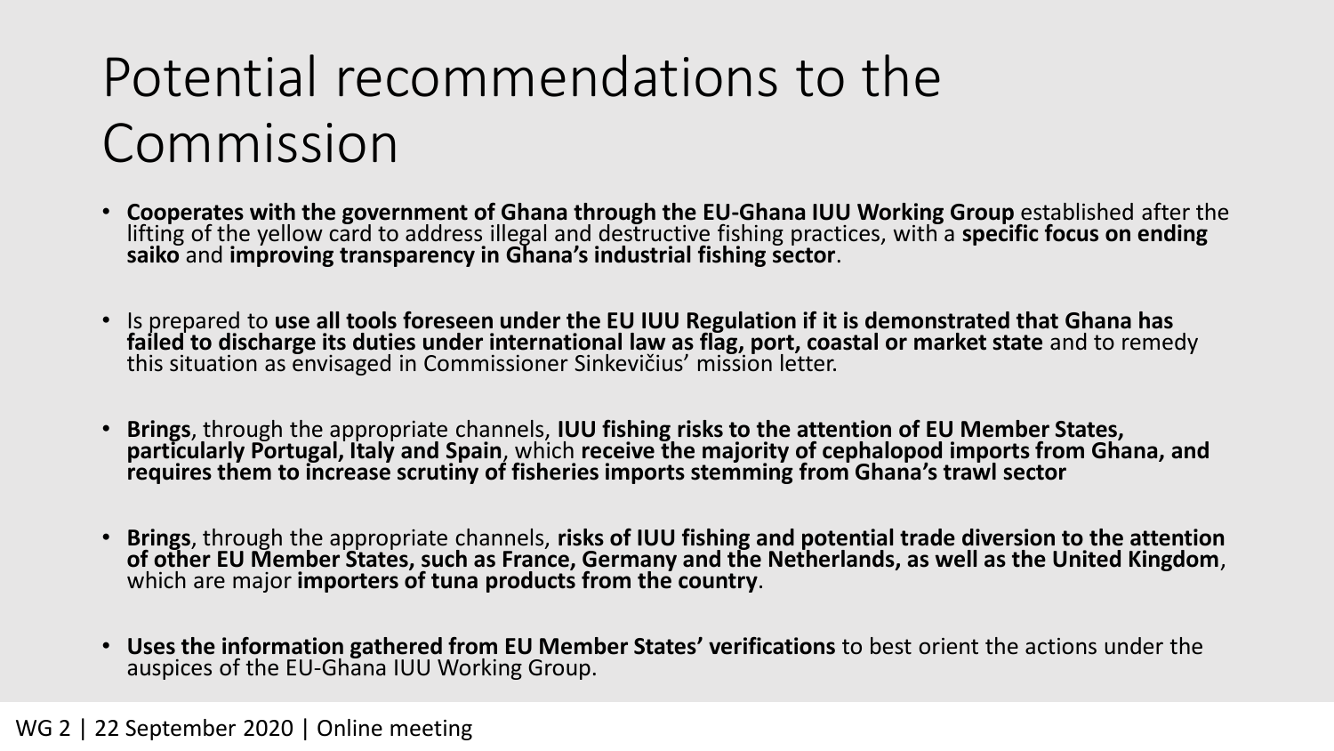# Potential recommendations to the Commission

- **Cooperates with the government of Ghana through the EU-Ghana IUU Working Group** established after the lifting of the yellow card to address illegal and destructive fishing practices, with a **specific focus on ending saiko** and **improving transparency in Ghana's industrial fishing sector**.

- Is prepared to **use all tools foreseen under the EU IUU Regulation if it is demonstrated that Ghana has failed to discharge its duties under international law as flag, port, coastal or market state** and to remedy this situation as envisaged in Commissioner Sinkevičius' mission letter.

- **Brings**, through the appropriate channels, **IUU fishing risks to the attention of EU Member States, particularly Portugal, Italy and Spain**, which **receive the majority of cephalopod imports from Ghana, and requires them to increase scrutiny of fisheries imports stemming from Ghana's trawl sector**

- **Brings**, through the appropriate channels, **risks of IUU fishing and potential trade diversion to the attention of other EU Member States, such as France, Germany and the Netherlands, as well as the United Kingdom**, which are major **importers of tuna products from the country**.

- **Uses the information gathered from EU Member States' verifications** to best orient the actions under the auspices of the EU-Ghana IUU Working Group.

WG 2 | 22 September 2020 | Online meeting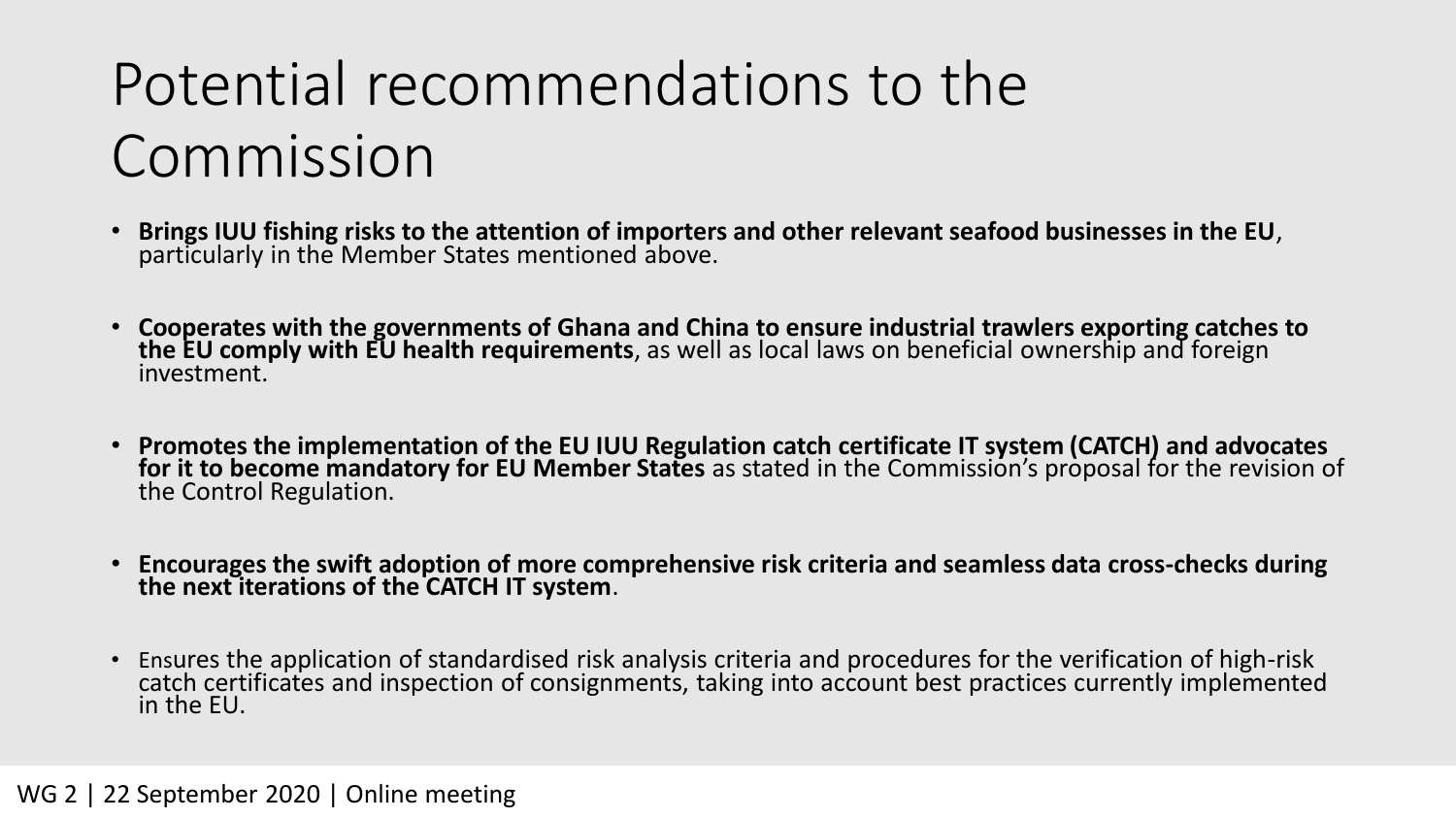# Potential recommendations to the Commission

- **Brings IUU fishing risks to the attention of importers and other relevant seafood businesses in the EU**, particularly in the Member States mentioned above.
- **Cooperates with the governments of Ghana and China to ensure industrial trawlers exporting catches to the EU comply with EU health requirements**, as well as local laws on beneficial ownership and foreign investment.
- **Promotes the implementation of the EU IUU Regulation catch certificate IT system (CATCH) and advocates for it to become mandatory for EU Member States** as stated in the Commission's proposal for the revision of the Control Regulation.
- **Encourages the swift adoption of more comprehensive risk criteria and seamless data cross-checks during the next iterations of the CATCH IT system**.
- Ensures the application of standardised risk analysis criteria and procedures for the verification of high-risk catch certificates and inspection of consignments, taking into account best practices currently implemented in the EU.

WG 2 | 22 September 2020 | Online meeting